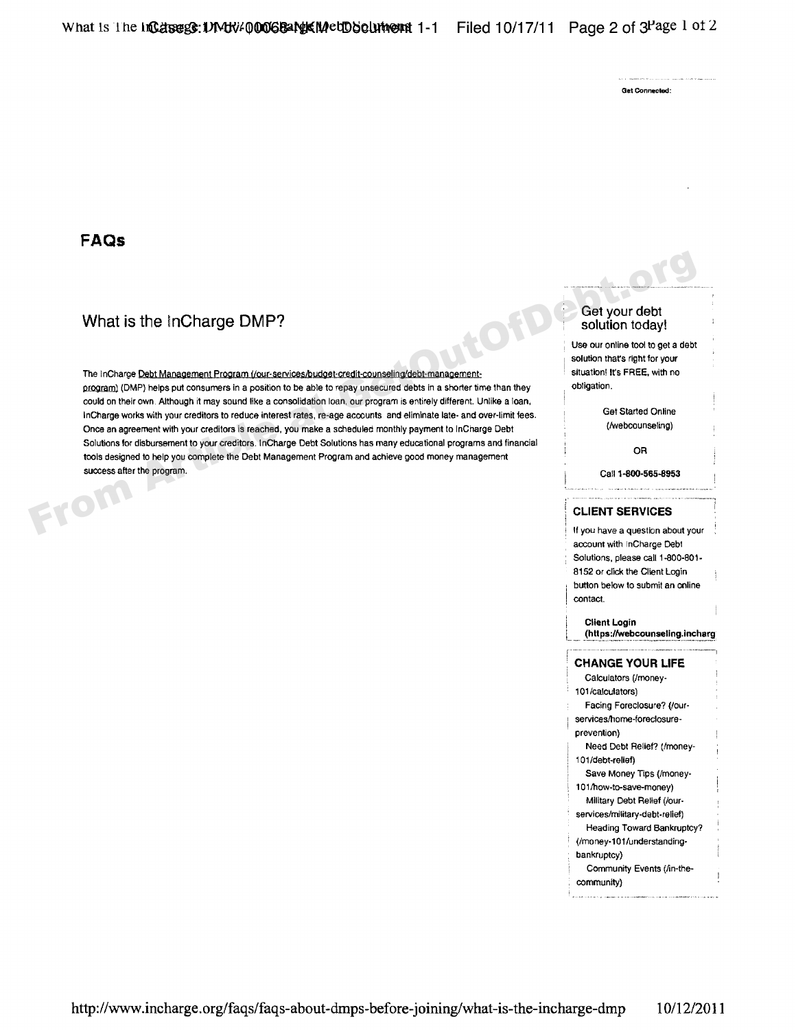Get Connected:

# FAQs

## What is the InCharge DMP?

The InCharge Debt Management Program (/our-services/budget-credit-counseling/debt-management-program) (DMP) helps put consumers in a position to be able to repay unsecured debts in a shorter time than they could on their own. Although it may sound like a consolidation loan, our program is entirely different. Unlike a loan, InCharge works with your creditors to reduce interest rates, re-age accounts and eliminate late- and over-limit fees. Once an agreement with your creditors is reached, you make a scheduled monthly payment to InCharge Debt Solutions for disbursement to your creditors. InCharge Debt Solutions has many educational programs and financial tools designed to help you complete the Debt Management Program and achieve good money management success after the program.

### Get your debt solution today!

Use our online tool to get a debt solution that's right for your situation! It's FREE, with no obligation.

Get Started Online (/webcounseling)

OR

Call **1-800-565-8953**

### CLIENT SERVICES

If you have a question about your account with InCharge Debt Solutions, please call 1-800-801-8152 or click the Client Login button below to submit an online contact.

**Client Login (https://webcounseling.incharg**

### CHANGE YOUR LIFE

- Calculators (/money-101/calculators)
- Facing Foreclosure? (/our-services/home-foreclosure-prevention)
- Need Debt Relief? (/money-101/debt-relief)
- Save Money Tips (/money-101/how-to-save-money)
- Military Debt Relief (/our-services/military-debt-relief)
- Heading Toward Bankruptcy? (/money-101/understanding-bankruptcy)
- Community Events (/in-the-community)

http://www.incharge.org/faqs/faqs-about-dmps-before-joining/what-is-the-incharge-dmp 10/12/2011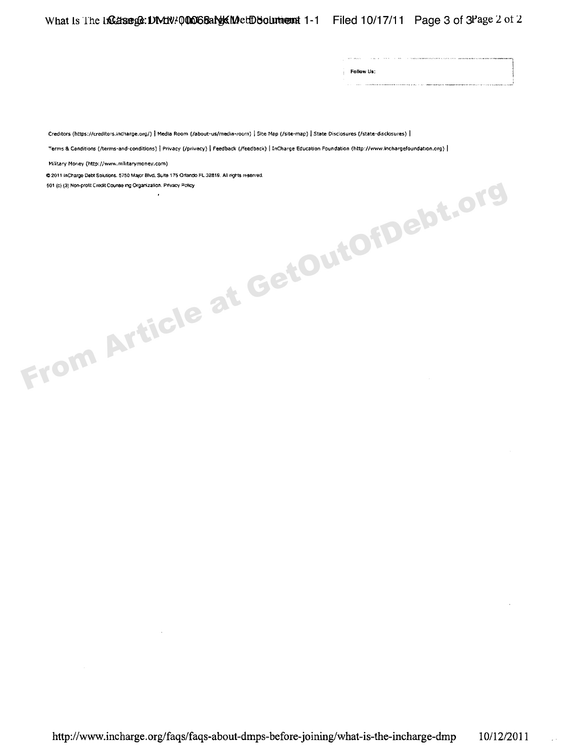Follow Us:

Creditors (https://creditors.incharge.org/) | Media Room (/about-us/media-room) | Site Map (/site-map) | State Disclosures (/state-disclosures) |

Terms & Conditions (/terms-and-conditions) | Privacy (/privacy) | Feedback (/feedback) | InCharge Education Foundation (http://www.inchargefoundation.org) |

Military Money (http://www.militarymoney.com)

© 2011 InCharge Debt Solutions. 5750 Major Blvd, Suite 175 Orlando FL 32819. All rights reserved.

501 (c) (3) Non-profit Credit Counseling Organization. Privacy Policy

From Article at GetOutOfDebt.org